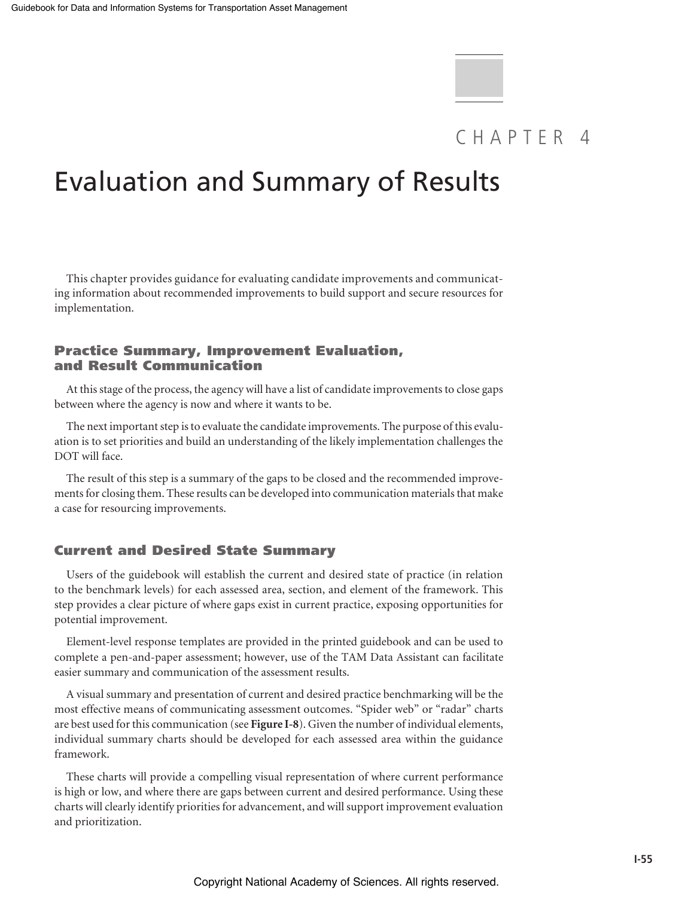# CHAPTER 4

# Evaluation and Summary of Results

This chapter provides guidance for evaluating candidate improvements and communicating information about recommended improvements to build support and secure resources for implementation.

## Practice Summary, Improvement Evaluation, and Result Communication

At this stage of the process, the agency will have a list of candidate improvements to close gaps between where the agency is now and where it wants to be.

The next important step is to evaluate the candidate improvements. The purpose of this evaluation is to set priorities and build an understanding of the likely implementation challenges the DOT will face.

The result of this step is a summary of the gaps to be closed and the recommended improvements for closing them. These results can be developed into communication materials that make a case for resourcing improvements.

## Current and Desired State Summary

Users of the guidebook will establish the current and desired state of practice (in relation to the benchmark levels) for each assessed area, section, and element of the framework. This step provides a clear picture of where gaps exist in current practice, exposing opportunities for potential improvement.

Element-level response templates are provided in the printed guidebook and can be used to complete a pen-and-paper assessment; however, use of the TAM Data Assistant can facilitate easier summary and communication of the assessment results.

A visual summary and presentation of current and desired practice benchmarking will be the most effective means of communicating assessment outcomes. "Spider web" or "radar" charts are best used for this communication (see **Figure I-8**). Given the number of individual elements, individual summary charts should be developed for each assessed area within the guidance framework.

These charts will provide a compelling visual representation of where current performance is high or low, and where there are gaps between current and desired performance. Using these charts will clearly identify priorities for advancement, and will support improvement evaluation and prioritization.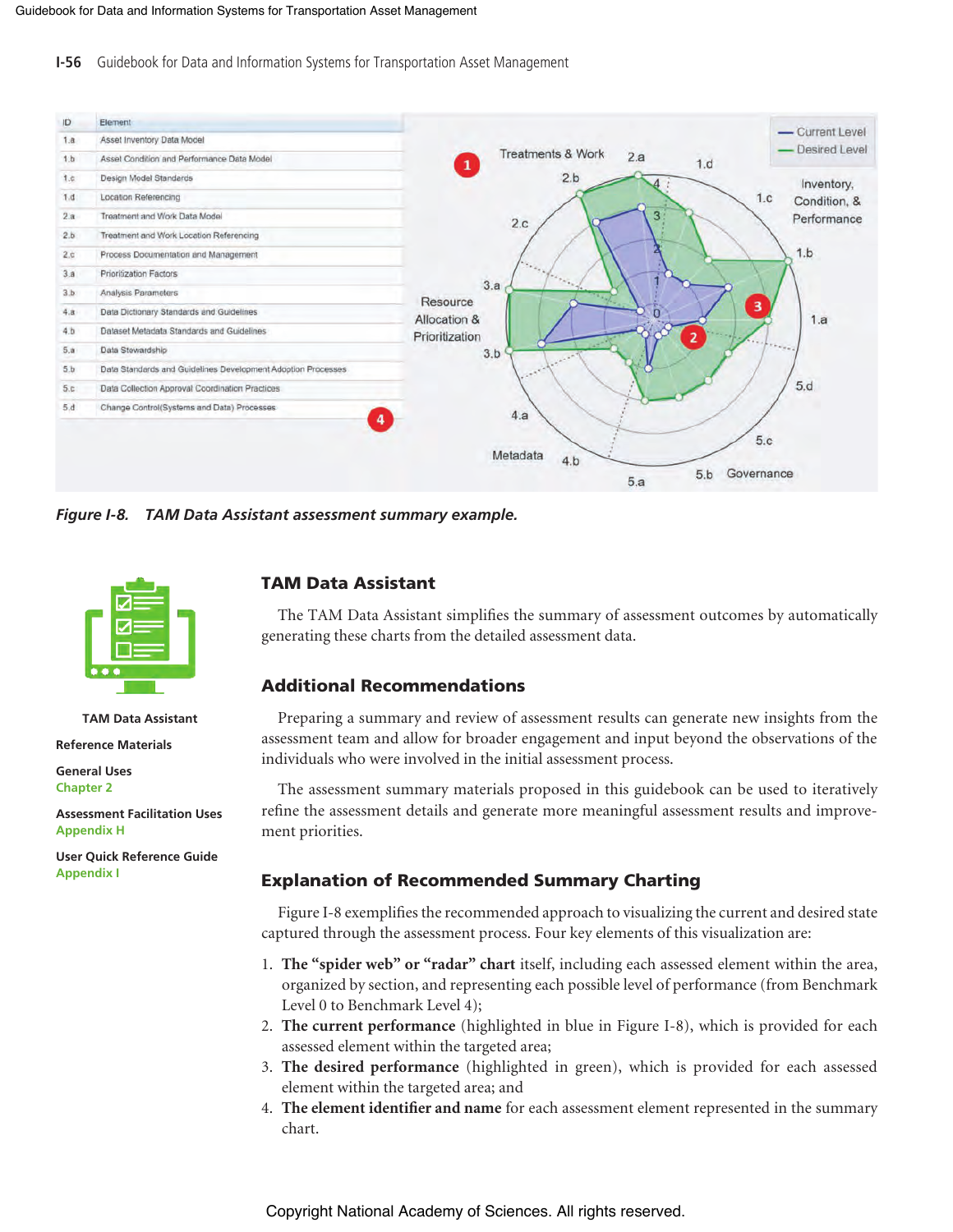| ID | Element |
|---|---|
| 1.a | Asset Inventory Data Model |
| 1.b | Asset Condition and Performance Data Model |
| 1.c | Design Model Standards |
| 1.d | Location Referencing |
| 2.a | Treatment and Work Data Model |
| 2.b | Treatment and Work Location Referencing |
| 2.c | Process Documentation and Management |
| 3.a | Prioritization Factors |
| 3.b | Analysis Parameters |
| 4.a | Data Dictionary Standards and Guidelines |
| 4.b | Dataset Metadata Standards and Guidelines |
| 5.a | Data Stewardship |
| 5.b | Data Standards and Guidelines Development Adoption Processes |
| 5.c | Data Collection Approval Coordination Practices |
| 5.d | Change Control(Systems and Data) Processes |

*Figure I-8. TAM Data Assistant assessment summary example.*

**TAM Data Assistant**

**Reference Materials**

**General Uses**
Chapter 2

**Assessment Facilitation Uses**
Appendix H

**User Quick Reference Guide**
Appendix I

## TAM Data Assistant

The TAM Data Assistant simplifies the summary of assessment outcomes by automatically generating these charts from the detailed assessment data.

## Additional Recommendations

Preparing a summary and review of assessment results can generate new insights from the assessment team and allow for broader engagement and input beyond the observations of the individuals who were involved in the initial assessment process.

The assessment summary materials proposed in this guidebook can be used to iteratively refine the assessment details and generate more meaningful assessment results and improvement priorities.

## Explanation of Recommended Summary Charting

Figure I-8 exemplifies the recommended approach to visualizing the current and desired state captured through the assessment process. Four key elements of this visualization are:

1. **The "spider web" or "radar" chart** itself, including each assessed element within the area, organized by section, and representing each possible level of performance (from Benchmark Level 0 to Benchmark Level 4);
2. **The current performance** (highlighted in blue in Figure I-8), which is provided for each assessed element within the targeted area;
3. **The desired performance** (highlighted in green), which is provided for each assessed element within the targeted area; and
4. **The element identifier and name** for each assessment element represented in the summary chart.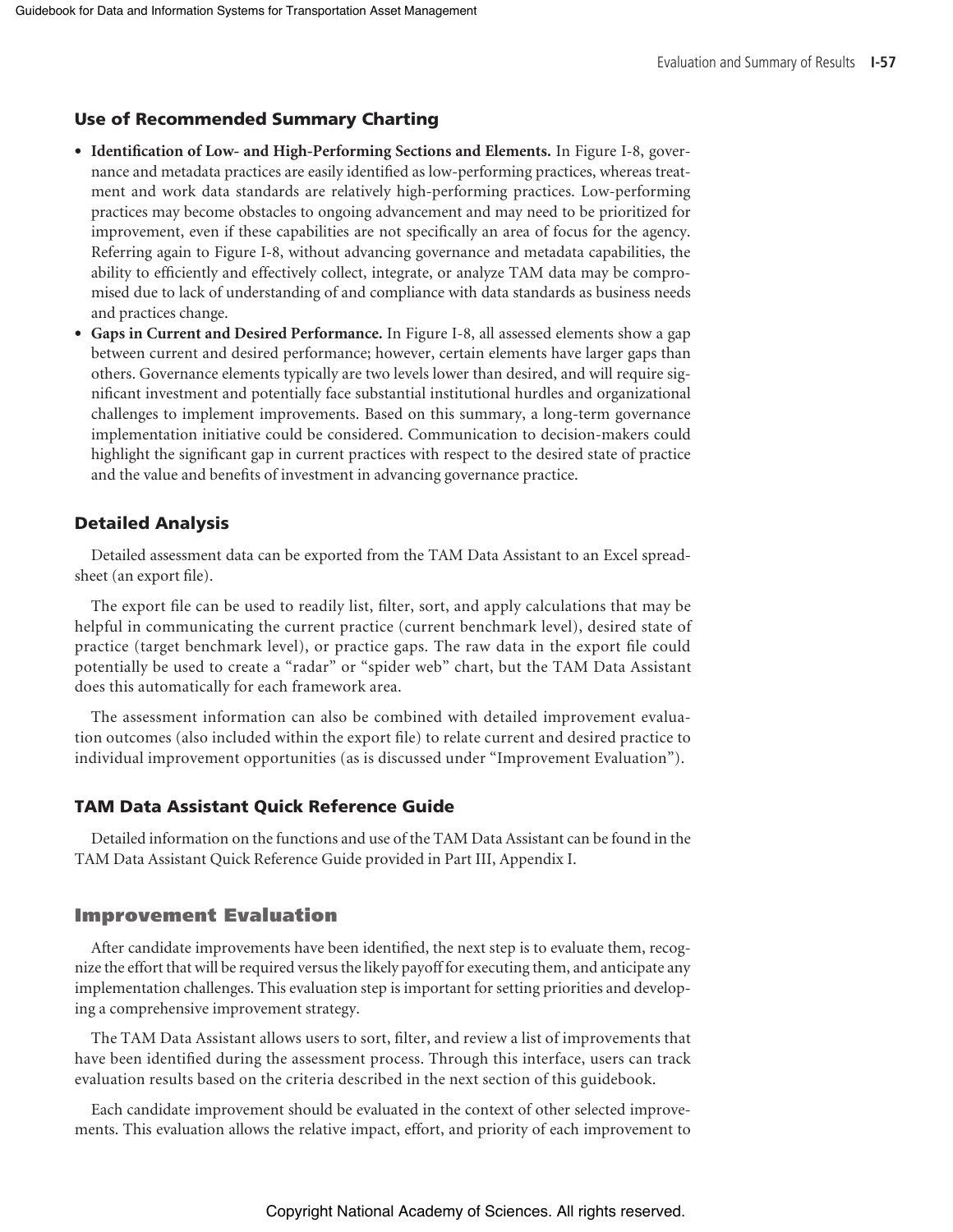### Use of Recommended Summary Charting

- **Identification of Low- and High-Performing Sections and Elements.** In Figure I-8, governance and metadata practices are easily identified as low-performing practices, whereas treatment and work data standards are relatively high-performing practices. Low-performing practices may become obstacles to ongoing advancement and may need to be prioritized for improvement, even if these capabilities are not specifically an area of focus for the agency. Referring again to Figure I-8, without advancing governance and metadata capabilities, the ability to efficiently and effectively collect, integrate, or analyze TAM data may be compromised due to lack of understanding of and compliance with data standards as business needs and practices change.
- **Gaps in Current and Desired Performance.** In Figure I-8, all assessed elements show a gap between current and desired performance; however, certain elements have larger gaps than others. Governance elements typically are two levels lower than desired, and will require significant investment and potentially face substantial institutional hurdles and organizational challenges to implement improvements. Based on this summary, a long-term governance implementation initiative could be considered. Communication to decision-makers could highlight the significant gap in current practices with respect to the desired state of practice and the value and benefits of investment in advancing governance practice.

### Detailed Analysis

Detailed assessment data can be exported from the TAM Data Assistant to an Excel spreadsheet (an export file).

The export file can be used to readily list, filter, sort, and apply calculations that may be helpful in communicating the current practice (current benchmark level), desired state of practice (target benchmark level), or practice gaps. The raw data in the export file could potentially be used to create a "radar" or "spider web" chart, but the TAM Data Assistant does this automatically for each framework area.

The assessment information can also be combined with detailed improvement evaluation outcomes (also included within the export file) to relate current and desired practice to individual improvement opportunities (as is discussed under "Improvement Evaluation").

### TAM Data Assistant Quick Reference Guide

Detailed information on the functions and use of the TAM Data Assistant can be found in the TAM Data Assistant Quick Reference Guide provided in Part III, Appendix I.

## Improvement Evaluation

After candidate improvements have been identified, the next step is to evaluate them, recognize the effort that will be required versus the likely payoff for executing them, and anticipate any implementation challenges. This evaluation step is important for setting priorities and developing a comprehensive improvement strategy.

The TAM Data Assistant allows users to sort, filter, and review a list of improvements that have been identified during the assessment process. Through this interface, users can track evaluation results based on the criteria described in the next section of this guidebook.

Each candidate improvement should be evaluated in the context of other selected improvements. This evaluation allows the relative impact, effort, and priority of each improvement to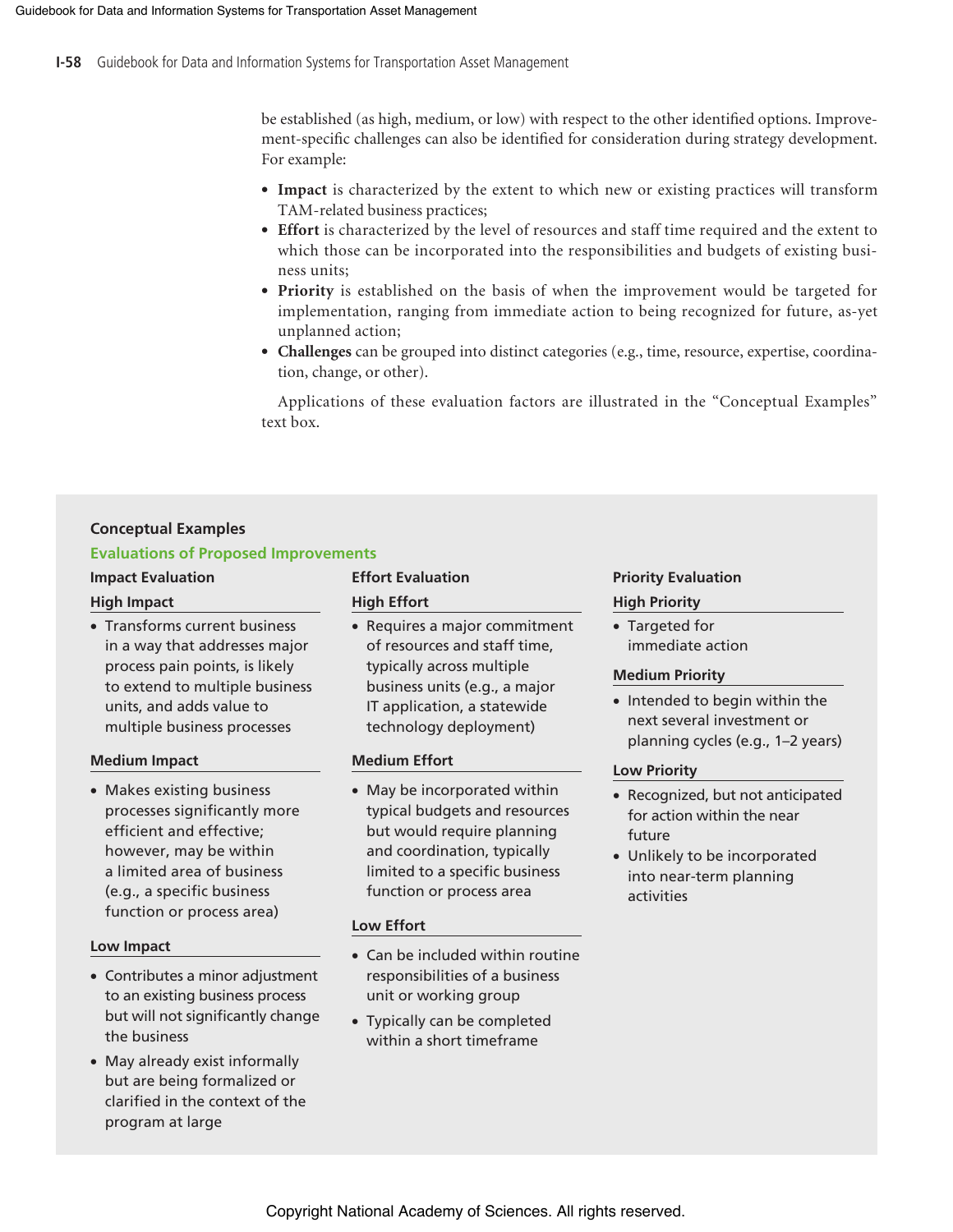be established (as high, medium, or low) with respect to the other identified options. Improvement-specific challenges can also be identified for consideration during strategy development. For example:

- **Impact** is characterized by the extent to which new or existing practices will transform TAM-related business practices;
- **Effort** is characterized by the level of resources and staff time required and the extent to which those can be incorporated into the responsibilities and budgets of existing business units;
- **Priority** is established on the basis of when the improvement would be targeted for implementation, ranging from immediate action to being recognized for future, as-yet unplanned action;
- **Challenges** can be grouped into distinct categories (e.g., time, resource, expertise, coordination, change, or other).

Applications of these evaluation factors are illustrated in the "Conceptual Examples" text box.

**Conceptual Examples**

**Evaluations of Proposed Improvements**

**Impact Evaluation**

**High Impact**

- Transforms current business in a way that addresses major process pain points, is likely to extend to multiple business units, and adds value to multiple business processes

**Medium Impact**

- Makes existing business processes significantly more efficient and effective; however, may be within a limited area of business (e.g., a specific business function or process area)

**Low Impact**

- Contributes a minor adjustment to an existing business process but will not significantly change the business
- May already exist informally but are being formalized or clarified in the context of the program at large

**Effort Evaluation**

**High Effort**

- Requires a major commitment of resources and staff time, typically across multiple business units (e.g., a major IT application, a statewide technology deployment)

**Medium Effort**

- May be incorporated within typical budgets and resources but would require planning and coordination, typically limited to a specific business function or process area

**Low Effort**

- Can be included within routine responsibilities of a business unit or working group
- Typically can be completed within a short timeframe

**Priority Evaluation**

**High Priority**

- Targeted for immediate action

**Medium Priority**

- Intended to begin within the next several investment or planning cycles (e.g., 1–2 years)

**Low Priority**

- Recognized, but not anticipated for action within the near future
- Unlikely to be incorporated into near-term planning activities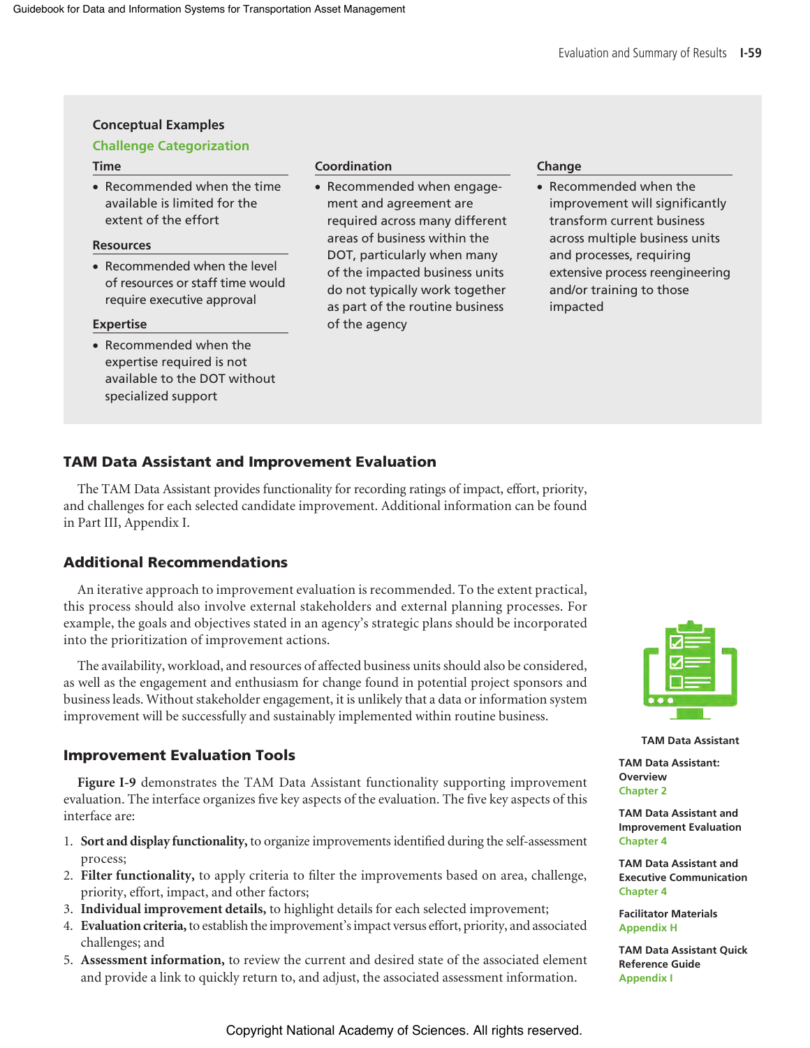**Conceptual Examples**

**Challenge Categorization**

**Time**

- Recommended when the time available is limited for the extent of the effort

**Resources**

- Recommended when the level of resources or staff time would require executive approval

**Expertise**

- Recommended when the expertise required is not available to the DOT without specialized support

**Coordination**

- Recommended when engagement and agreement are required across many different areas of business within the DOT, particularly when many of the impacted business units do not typically work together as part of the routine business of the agency

**Change**

- Recommended when the improvement will significantly transform current business across multiple business units and processes, requiring extensive process reengineering and/or training to those impacted

## TAM Data Assistant and Improvement Evaluation

The TAM Data Assistant provides functionality for recording ratings of impact, effort, priority, and challenges for each selected candidate improvement. Additional information can be found in Part III, Appendix I.

## Additional Recommendations

An iterative approach to improvement evaluation is recommended. To the extent practical, this process should also involve external stakeholders and external planning processes. For example, the goals and objectives stated in an agency's strategic plans should be incorporated into the prioritization of improvement actions.

The availability, workload, and resources of affected business units should also be considered, as well as the engagement and enthusiasm for change found in potential project sponsors and business leads. Without stakeholder engagement, it is unlikely that a data or information system improvement will be successfully and sustainably implemented within routine business.

## Improvement Evaluation Tools

**Figure I-9** demonstrates the TAM Data Assistant functionality supporting improvement evaluation. The interface organizes five key aspects of the evaluation. The five key aspects of this interface are:

1. **Sort and display functionality,** to organize improvements identified during the self-assessment process;
2. **Filter functionality,** to apply criteria to filter the improvements based on area, challenge, priority, effort, impact, and other factors;
3. **Individual improvement details,** to highlight details for each selected improvement;
4. **Evaluation criteria,** to establish the improvement's impact versus effort, priority, and associated challenges; and
5. **Assessment information,** to review the current and desired state of the associated element and provide a link to quickly return to, and adjust, the associated assessment information.

**TAM Data Assistant**

**TAM Data Assistant: Overview**
Chapter 2

**TAM Data Assistant and Improvement Evaluation**
Chapter 4

**TAM Data Assistant and Executive Communication**
Chapter 4

**Facilitator Materials**
Appendix H

**TAM Data Assistant Quick Reference Guide**
Appendix I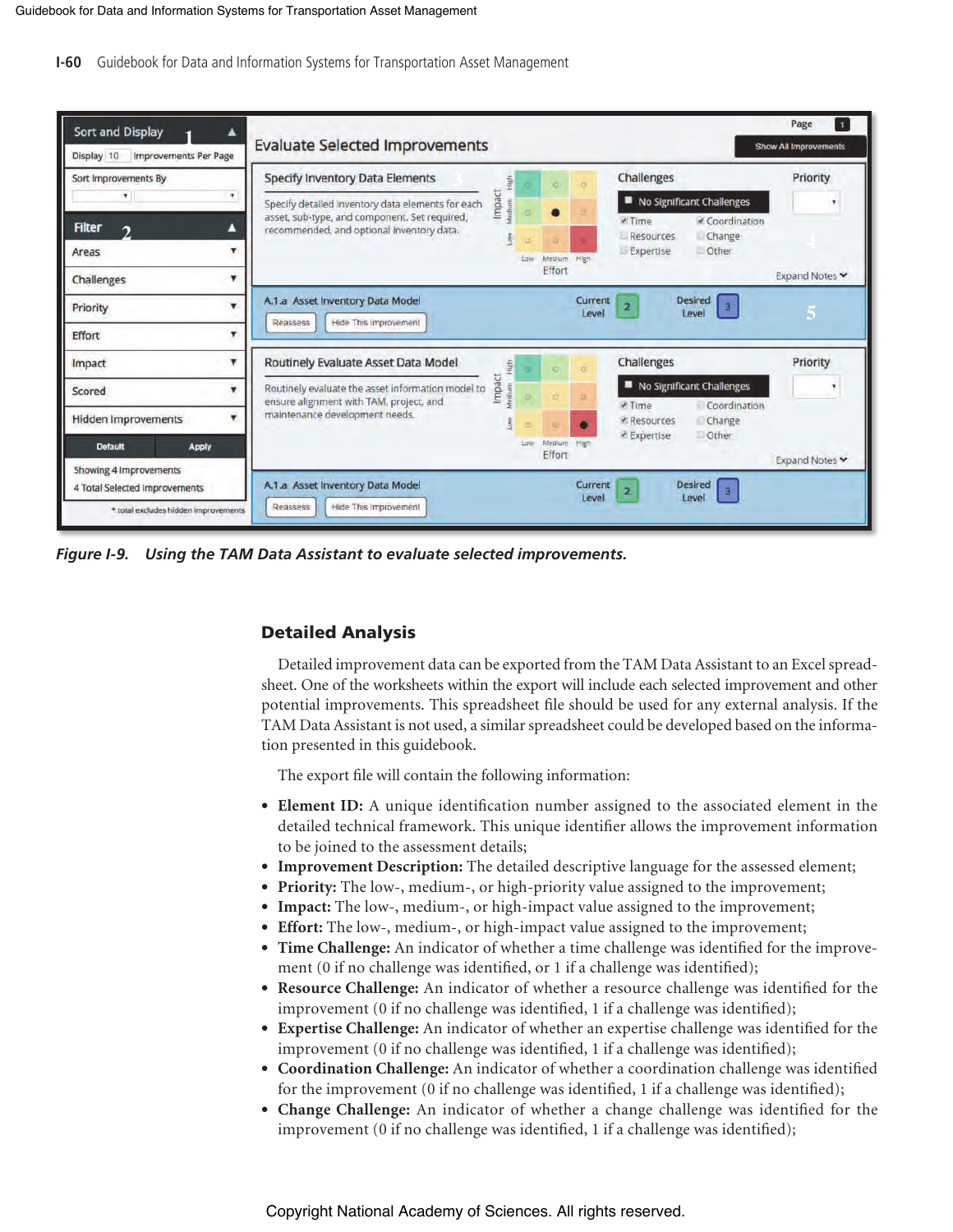Figure I-9. Using the TAM Data Assistant to evaluate selected improvements.

## Detailed Analysis

Detailed improvement data can be exported from the TAM Data Assistant to an Excel spreadsheet. One of the worksheets within the export will include each selected improvement and other potential improvements. This spreadsheet file should be used for any external analysis. If the TAM Data Assistant is not used, a similar spreadsheet could be developed based on the information presented in this guidebook.

The export file will contain the following information:

- **Element ID:** A unique identification number assigned to the associated element in the detailed technical framework. This unique identifier allows the improvement information to be joined to the assessment details;
- **Improvement Description:** The detailed descriptive language for the assessed element;
- **Priority:** The low-, medium-, or high-priority value assigned to the improvement;
- **Impact:** The low-, medium-, or high-impact value assigned to the improvement;
- **Effort:** The low-, medium-, or high-impact value assigned to the improvement;
- **Time Challenge:** An indicator of whether a time challenge was identified for the improvement (0 if no challenge was identified, or 1 if a challenge was identified);
- **Resource Challenge:** An indicator of whether a resource challenge was identified for the improvement (0 if no challenge was identified, 1 if a challenge was identified);
- **Expertise Challenge:** An indicator of whether an expertise challenge was identified for the improvement (0 if no challenge was identified, 1 if a challenge was identified);
- **Coordination Challenge:** An indicator of whether a coordination challenge was identified for the improvement (0 if no challenge was identified, 1 if a challenge was identified);
- **Change Challenge:** An indicator of whether a change challenge was identified for the improvement (0 if no challenge was identified, 1 if a challenge was identified);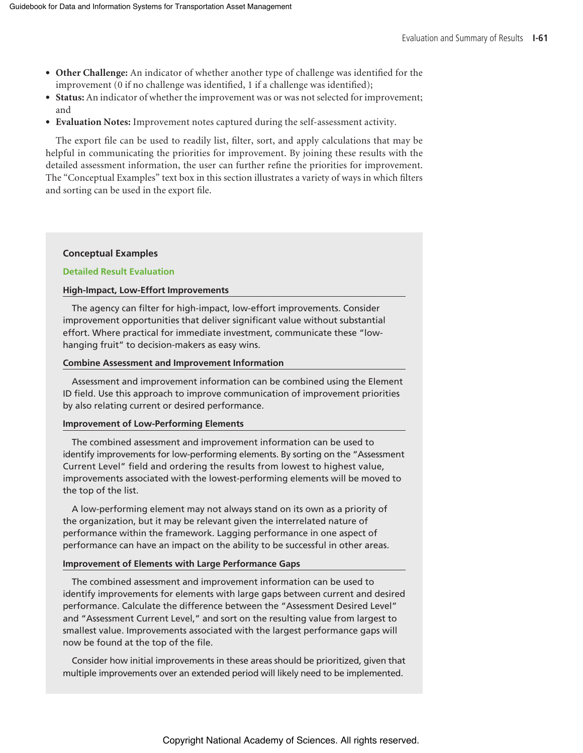- **Other Challenge:** An indicator of whether another type of challenge was identified for the improvement (0 if no challenge was identified, 1 if a challenge was identified);
- **Status:** An indicator of whether the improvement was or was not selected for improvement; and
- **Evaluation Notes:** Improvement notes captured during the self-assessment activity.

The export file can be used to readily list, filter, sort, and apply calculations that may be helpful in communicating the priorities for improvement. By joining these results with the detailed assessment information, the user can further refine the priorities for improvement. The "Conceptual Examples" text box in this section illustrates a variety of ways in which filters and sorting can be used in the export file.

### Conceptual Examples

#### Detailed Result Evaluation

**High-Impact, Low-Effort Improvements**

The agency can filter for high-impact, low-effort improvements. Consider improvement opportunities that deliver significant value without substantial effort. Where practical for immediate investment, communicate these "low-hanging fruit" to decision-makers as easy wins.

**Combine Assessment and Improvement Information**

Assessment and improvement information can be combined using the Element ID field. Use this approach to improve communication of improvement priorities by also relating current or desired performance.

**Improvement of Low-Performing Elements**

The combined assessment and improvement information can be used to identify improvements for low-performing elements. By sorting on the "Assessment Current Level" field and ordering the results from lowest to highest value, improvements associated with the lowest-performing elements will be moved to the top of the list.

A low-performing element may not always stand on its own as a priority of the organization, but it may be relevant given the interrelated nature of performance within the framework. Lagging performance in one aspect of performance can have an impact on the ability to be successful in other areas.

**Improvement of Elements with Large Performance Gaps**

The combined assessment and improvement information can be used to identify improvements for elements with large gaps between current and desired performance. Calculate the difference between the "Assessment Desired Level" and "Assessment Current Level," and sort on the resulting value from largest to smallest value. Improvements associated with the largest performance gaps will now be found at the top of the file.

Consider how initial improvements in these areas should be prioritized, given that multiple improvements over an extended period will likely need to be implemented.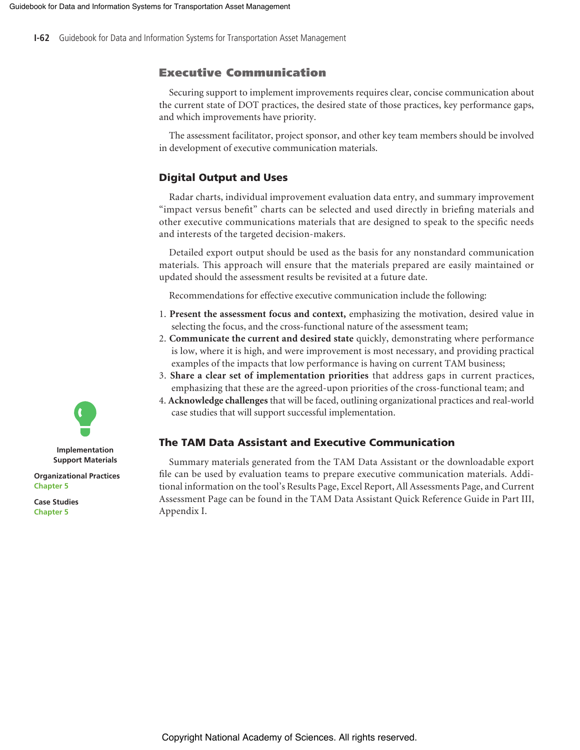## Executive Communication

Securing support to implement improvements requires clear, concise communication about the current state of DOT practices, the desired state of those practices, key performance gaps, and which improvements have priority.

The assessment facilitator, project sponsor, and other key team members should be involved in development of executive communication materials.

### Digital Output and Uses

Radar charts, individual improvement evaluation data entry, and summary improvement "impact versus benefit" charts can be selected and used directly in briefing materials and other executive communications materials that are designed to speak to the specific needs and interests of the targeted decision-makers.

Detailed export output should be used as the basis for any nonstandard communication materials. This approach will ensure that the materials prepared are easily maintained or updated should the assessment results be revisited at a future date.

Recommendations for effective executive communication include the following:

1. **Present the assessment focus and context,** emphasizing the motivation, desired value in selecting the focus, and the cross-functional nature of the assessment team;
2. **Communicate the current and desired state** quickly, demonstrating where performance is low, where it is high, and were improvement is most necessary, and providing practical examples of the impacts that low performance is having on current TAM business;
3. **Share a clear set of implementation priorities** that address gaps in current practices, emphasizing that these are the agreed-upon priorities of the cross-functional team; and
4. **Acknowledge challenges** that will be faced, outlining organizational practices and real-world case studies that will support successful implementation.

**Implementation Support Materials**

**Organizational Practices**
Chapter 5

**Case Studies**
Chapter 5

### The TAM Data Assistant and Executive Communication

Summary materials generated from the TAM Data Assistant or the downloadable export file can be used by evaluation teams to prepare executive communication materials. Additional information on the tool's Results Page, Excel Report, All Assessments Page, and Current Assessment Page can be found in the TAM Data Assistant Quick Reference Guide in Part III, Appendix I.